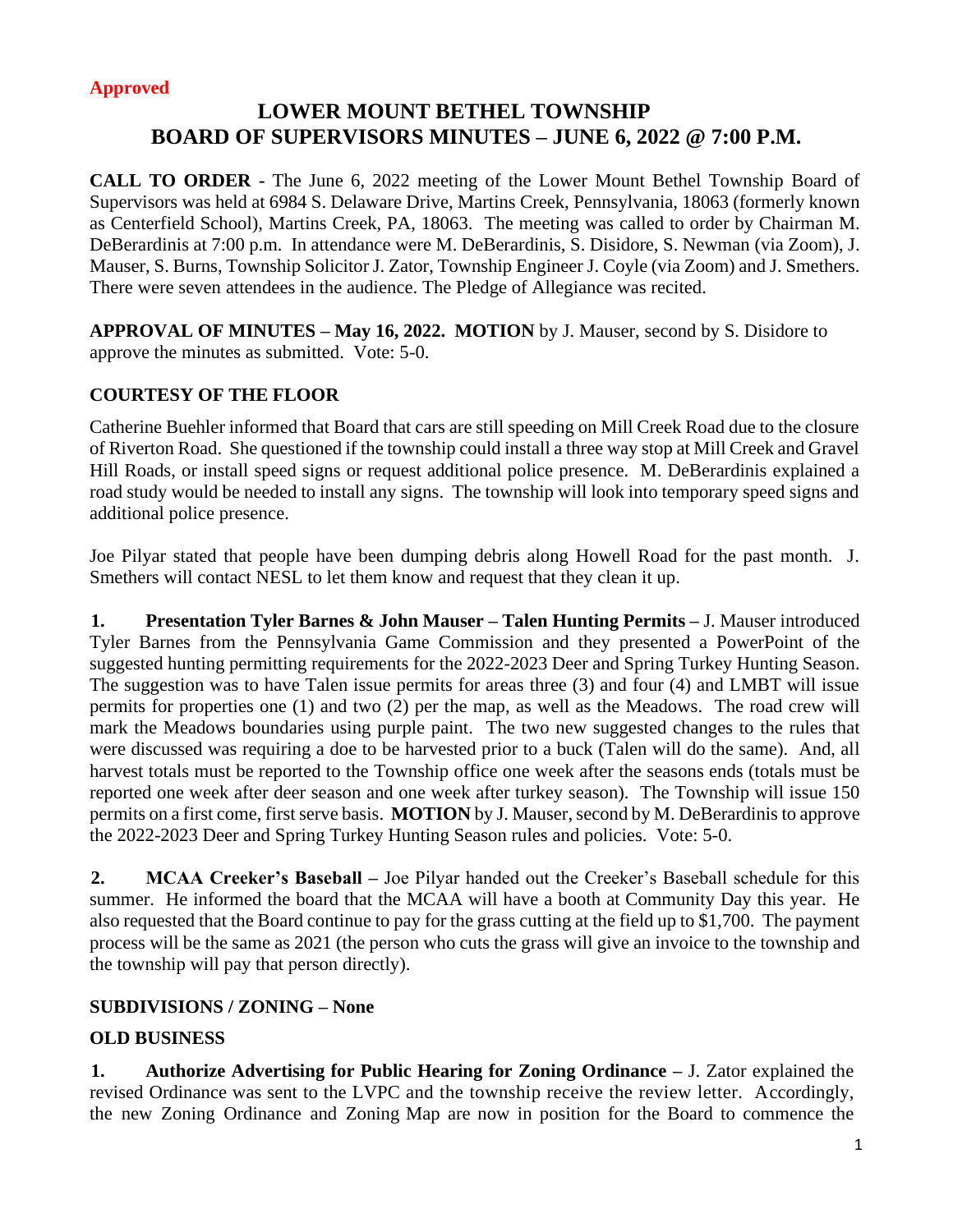**Approved**

# LOWER MOUNT BETHEL TOWNSHIP BOARD OF SUPERVISORS MINUTES – JUNE 6, 2022 @ 7:00 P.M.

**CALL TO ORDER -** The June 6, 2022 meeting of the Lower Mount Bethel Township Board of Supervisors was held at 6984 S. Delaware Drive, Martins Creek, Pennsylvania, 18063 (formerly known as Centerfield School), Martins Creek, PA, 18063. The meeting was called to order by Chairman M. DeBerardinis at 7:00 p.m. In attendance were M. DeBerardinis, S. Disidore, S. Newman (via Zoom), J. Mauser, S. Burns, Township Solicitor J. Zator, Township Engineer J. Coyle (via Zoom) and J. Smethers. There were seven attendees in the audience. The Pledge of Allegiance was recited.

**APPROVAL OF MINUTES – May 16, 2022. MOTION** by J. Mauser, second by S. Disidore to approve the minutes as submitted. Vote: 5-0.

**COURTESY OF THE FLOOR**

Catherine Buehler informed that Board that cars are still speeding on Mill Creek Road due to the closure of Riverton Road. She questioned if the township could install a three way stop at Mill Creek and Gravel Hill Roads, or install speed signs or request additional police presence. M. DeBerardinis explained a road study would be needed to install any signs. The township will look into temporary speed signs and additional police presence.

Joe Pilyar stated that people have been dumping debris along Howell Road for the past month. J. Smethers will contact NESL to let them know and request that they clean it up.

**1. Presentation Tyler Barnes & John Mauser – Talen Hunting Permits** – J. Mauser introduced Tyler Barnes from the Pennsylvania Game Commission and they presented a PowerPoint of the suggested hunting permitting requirements for the 2022-2023 Deer and Spring Turkey Hunting Season. The suggestion was to have Talen issue permits for areas three (3) and four (4) and LMBT will issue permits for properties one (1) and two (2) per the map, as well as the Meadows. The road crew will mark the Meadows boundaries using purple paint. The two new suggested changes to the rules that were discussed was requiring a doe to be harvested prior to a buck (Talen will do the same). And, all harvest totals must be reported to the Township office one week after the seasons ends (totals must be reported one week after deer season and one week after turkey season). The Township will issue 150 permits on a first come, first serve basis. **MOTION** by J. Mauser, second by M. DeBerardinis to approve the 2022-2023 Deer and Spring Turkey Hunting Season rules and policies. Vote: 5-0.

**2. MCAA Creeker's Baseball** – Joe Pilyar handed out the Creeker's Baseball schedule for this summer. He informed the board that the MCAA will have a booth at Community Day this year. He also requested that the Board continue to pay for the grass cutting at the field up to $1,700. The payment process will be the same as 2021 (the person who cuts the grass will give an invoice to the township and the township will pay that person directly).

**SUBDIVISIONS / ZONING – None**

**OLD BUSINESS**

**1. Authorize Advertising for Public Hearing for Zoning Ordinance** – J. Zator explained the revised Ordinance was sent to the LVPC and the township receive the review letter. Accordingly, the new Zoning Ordinance and Zoning Map are now in position for the Board to commence the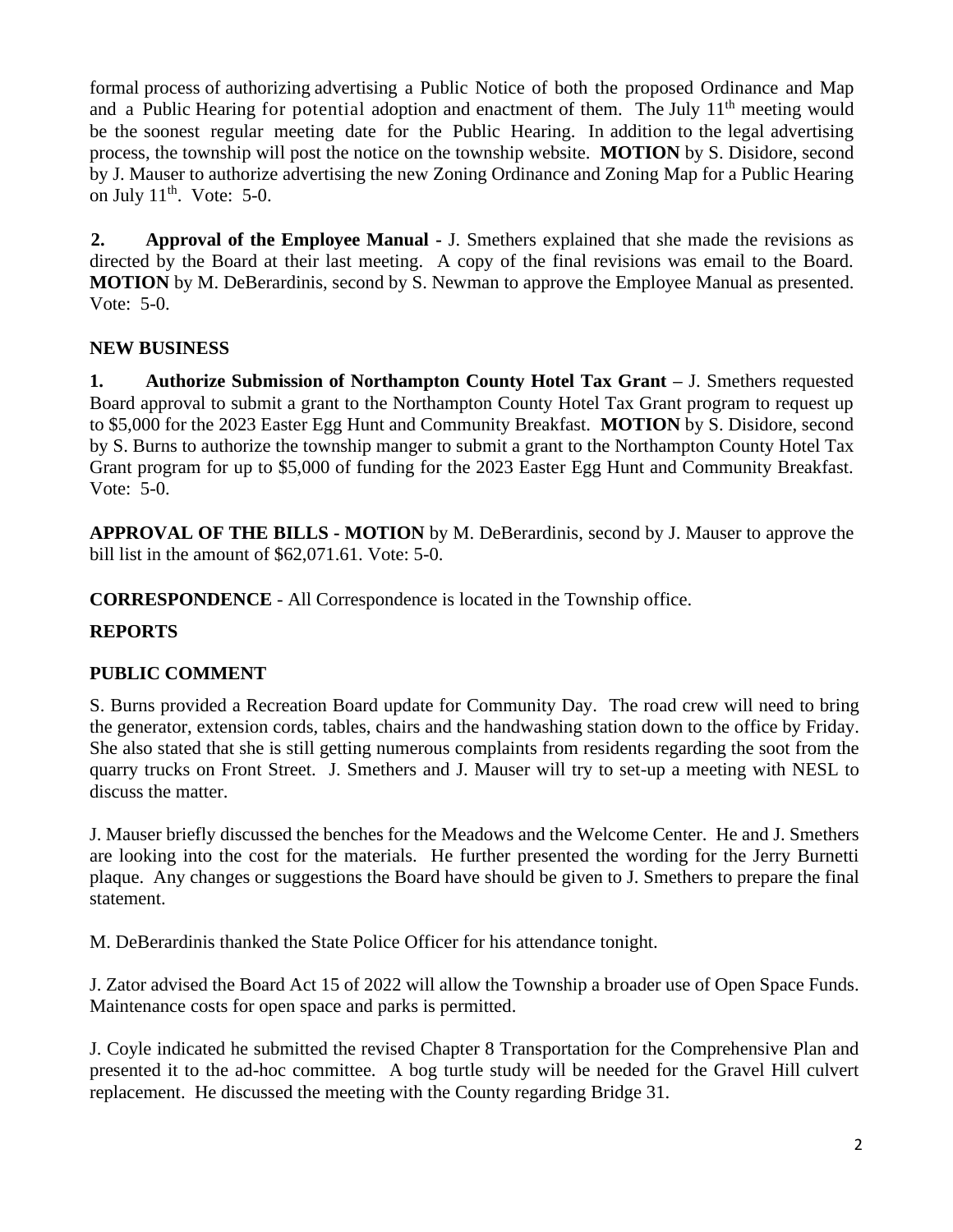formal process of authorizing advertising a Public Notice of both the proposed Ordinance and Map and a Public Hearing for potential adoption and enactment of them. The July 11th meeting would be the soonest regular meeting date for the Public Hearing. In addition to the legal advertising process, the township will post the notice on the township website. **MOTION** by S. Disidore, second by J. Mauser to authorize advertising the new Zoning Ordinance and Zoning Map for a Public Hearing on July 11th. Vote: 5-0.

**2. Approval of the Employee Manual -** J. Smethers explained that she made the revisions as directed by the Board at their last meeting. A copy of the final revisions was email to the Board. **MOTION** by M. DeBerardinis, second by S. Newman to approve the Employee Manual as presented. Vote: 5-0.

**NEW BUSINESS**

**1. Authorize Submission of Northampton County Hotel Tax Grant –** J. Smethers requested Board approval to submit a grant to the Northampton County Hotel Tax Grant program to request up to $5,000 for the 2023 Easter Egg Hunt and Community Breakfast. **MOTION** by S. Disidore, second by S. Burns to authorize the township manger to submit a grant to the Northampton County Hotel Tax Grant program for up to $5,000 of funding for the 2023 Easter Egg Hunt and Community Breakfast. Vote: 5-0.

**APPROVAL OF THE BILLS - MOTION** by M. DeBerardinis, second by J. Mauser to approve the bill list in the amount of $62,071.61. Vote: 5-0.

**CORRESPONDENCE** - All Correspondence is located in the Township office.

**REPORTS**

**PUBLIC COMMENT**

S. Burns provided a Recreation Board update for Community Day. The road crew will need to bring the generator, extension cords, tables, chairs and the handwashing station down to the office by Friday. She also stated that she is still getting numerous complaints from residents regarding the soot from the quarry trucks on Front Street. J. Smethers and J. Mauser will try to set-up a meeting with NESL to discuss the matter.

J. Mauser briefly discussed the benches for the Meadows and the Welcome Center. He and J. Smethers are looking into the cost for the materials. He further presented the wording for the Jerry Burnetti plaque. Any changes or suggestions the Board have should be given to J. Smethers to prepare the final statement.

M. DeBerardinis thanked the State Police Officer for his attendance tonight.

J. Zator advised the Board Act 15 of 2022 will allow the Township a broader use of Open Space Funds. Maintenance costs for open space and parks is permitted.

J. Coyle indicated he submitted the revised Chapter 8 Transportation for the Comprehensive Plan and presented it to the ad-hoc committee. A bog turtle study will be needed for the Gravel Hill culvert replacement. He discussed the meeting with the County regarding Bridge 31.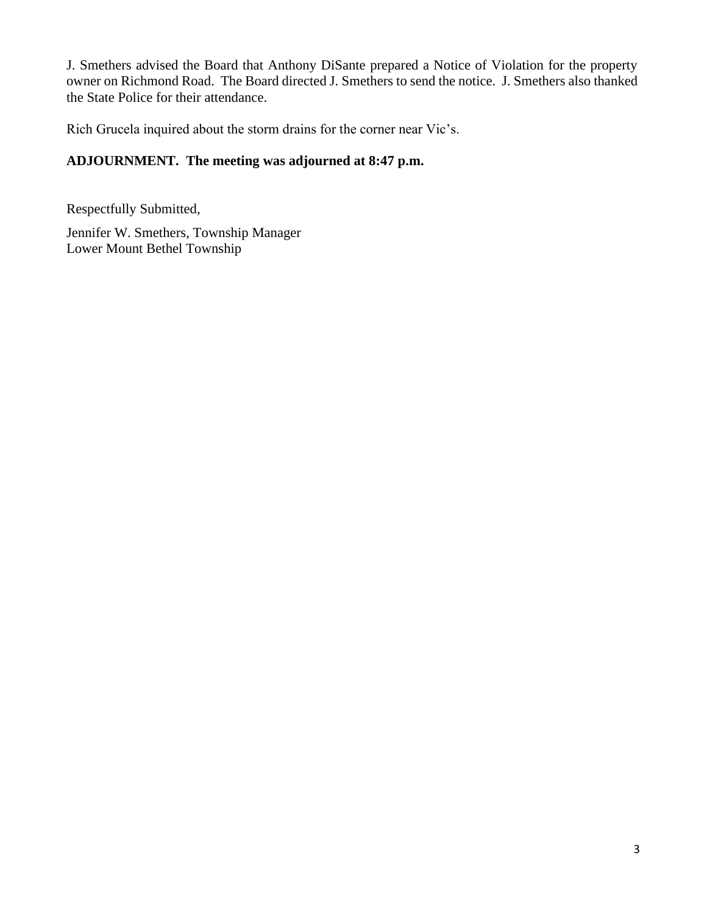J. Smethers advised the Board that Anthony DiSante prepared a Notice of Violation for the property owner on Richmond Road. The Board directed J. Smethers to send the notice. J. Smethers also thanked the State Police for their attendance.

Rich Grucela inquired about the storm drains for the corner near Vic's.

**ADJOURNMENT. The meeting was adjourned at 8:47 p.m.**

Respectfully Submitted,

Jennifer W. Smethers, Township Manager
Lower Mount Bethel Township